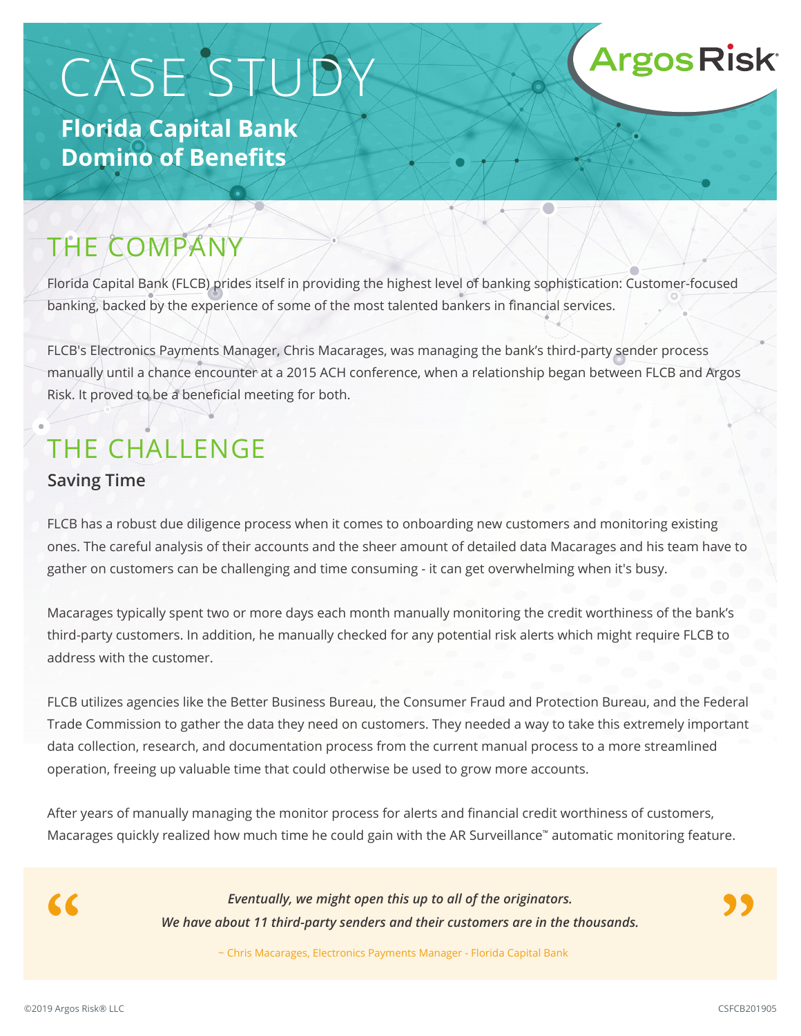# CASE STUDY

## Florida Capital Bank Domino of Benefits

ArgosRisk®

## THE COMPANY

Florida Capital Bank (FLCB) prides itself in providing the highest level of banking sophistication: Customer-focused banking, backed by the experience of some of the most talented bankers in financial services.

FLCB's Electronics Payments Manager, Chris Macarages, was managing the bank's third-party sender process manually until a chance encounter at a 2015 ACH conference, when a relationship began between FLCB and Argos Risk. It proved to be a beneficial meeting for both.

## THE CHALLENGE

### Saving Time

FLCB has a robust due diligence process when it comes to onboarding new customers and monitoring existing ones. The careful analysis of their accounts and the sheer amount of detailed data Macarages and his team have to gather on customers can be challenging and time consuming - it can get overwhelming when it's busy.

Macarages typically spent two or more days each month manually monitoring the credit worthiness of the bank's third-party customers. In addition, he manually checked for any potential risk alerts which might require FLCB to address with the customer.

FLCB utilizes agencies like the Better Business Bureau, the Consumer Fraud and Protection Bureau, and the Federal Trade Commission to gather the data they need on customers. They needed a way to take this extremely important data collection, research, and documentation process from the current manual process to a more streamlined operation, freeing up valuable time that could otherwise be used to grow more accounts.

After years of manually managing the monitor process for alerts and financial credit worthiness of customers, Macarages quickly realized how much time he could gain with the AR Surveillance™ automatic monitoring feature.

> *Eventually, we might open this up to all of the originators.*
> *We have about 11 third-party senders and their customers are in the thousands.*
>
> ~ Chris Macarages, Electronics Payments Manager - Florida Capital Bank

©2019 Argos Risk® LLC

CSFCB201905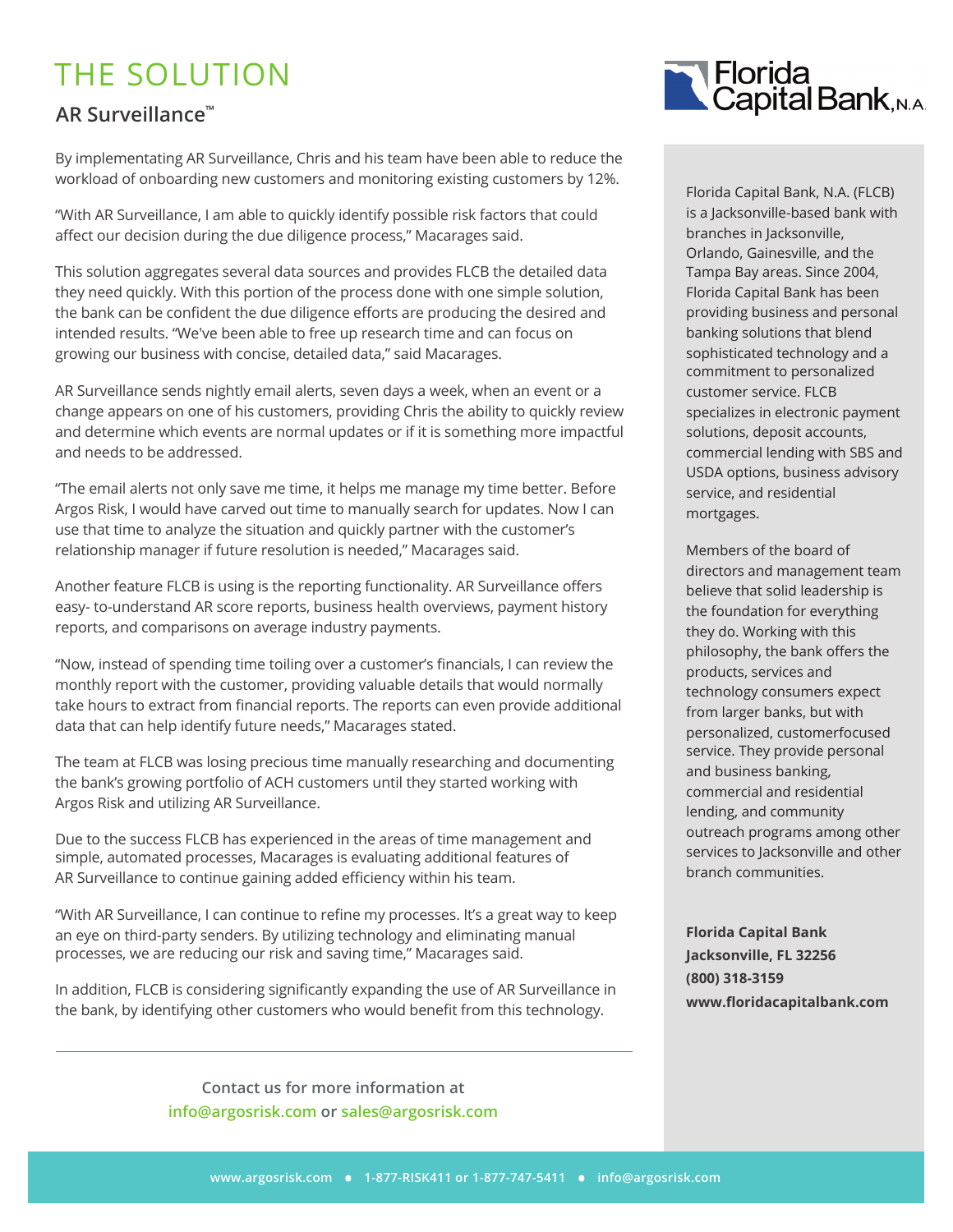# THE SOLUTION

## AR Surveillance™

By implementating AR Surveillance, Chris and his team have been able to reduce the workload of onboarding new customers and monitoring existing customers by 12%.

"With AR Surveillance, I am able to quickly identify possible risk factors that could affect our decision during the due diligence process," Macarages said.

This solution aggregates several data sources and provides FLCB the detailed data they need quickly. With this portion of the process done with one simple solution, the bank can be confident the due diligence efforts are producing the desired and intended results. "We've been able to free up research time and can focus on growing our business with concise, detailed data," said Macarages.

AR Surveillance sends nightly email alerts, seven days a week, when an event or a change appears on one of his customers, providing Chris the ability to quickly review and determine which events are normal updates or if it is something more impactful and needs to be addressed.

"The email alerts not only save me time, it helps me manage my time better. Before Argos Risk, I would have carved out time to manually search for updates. Now I can use that time to analyze the situation and quickly partner with the customer's relationship manager if future resolution is needed," Macarages said.

Another feature FLCB is using is the reporting functionality. AR Surveillance offers easy- to-understand AR score reports, business health overviews, payment history reports, and comparisons on average industry payments.

"Now, instead of spending time toiling over a customer's financials, I can review the monthly report with the customer, providing valuable details that would normally take hours to extract from financial reports. The reports can even provide additional data that can help identify future needs," Macarages stated.

The team at FLCB was losing precious time manually researching and documenting the bank's growing portfolio of ACH customers until they started working with Argos Risk and utilizing AR Surveillance.

Due to the success FLCB has experienced in the areas of time management and simple, automated processes, Macarages is evaluating additional features of AR Surveillance to continue gaining added efficiency within his team.

"With AR Surveillance, I can continue to refine my processes. It's a great way to keep an eye on third-party senders. By utilizing technology and eliminating manual processes, we are reducing our risk and saving time," Macarages said.

In addition, FLCB is considering significantly expanding the use of AR Surveillance in the bank, by identifying other customers who would benefit from this technology.

---

Contact us for more information at
info@argosrisk.com or sales@argosrisk.com

Florida Capital Bank, N.A.

Florida Capital Bank, N.A. (FLCB) is a Jacksonville-based bank with branches in Jacksonville, Orlando, Gainesville, and the Tampa Bay areas. Since 2004, Florida Capital Bank has been providing business and personal banking solutions that blend sophisticated technology and a commitment to personalized customer service. FLCB specializes in electronic payment solutions, deposit accounts, commercial lending with SBS and USDA options, business advisory service, and residential mortgages.

Members of the board of directors and management team believe that solid leadership is the foundation for everything they do. Working with this philosophy, the bank offers the products, services and technology consumers expect from larger banks, but with personalized, customerfocused service. They provide personal and business banking, commercial and residential lending, and community outreach programs among other services to Jacksonville and other branch communities.

**Florida Capital Bank**
**Jacksonville, FL 32256**
**(800) 318-3159**
**www.floridacapitalbank.com**

www.argosrisk.com • 1-877-RISK411 or 1-877-747-5411 • info@argosrisk.com